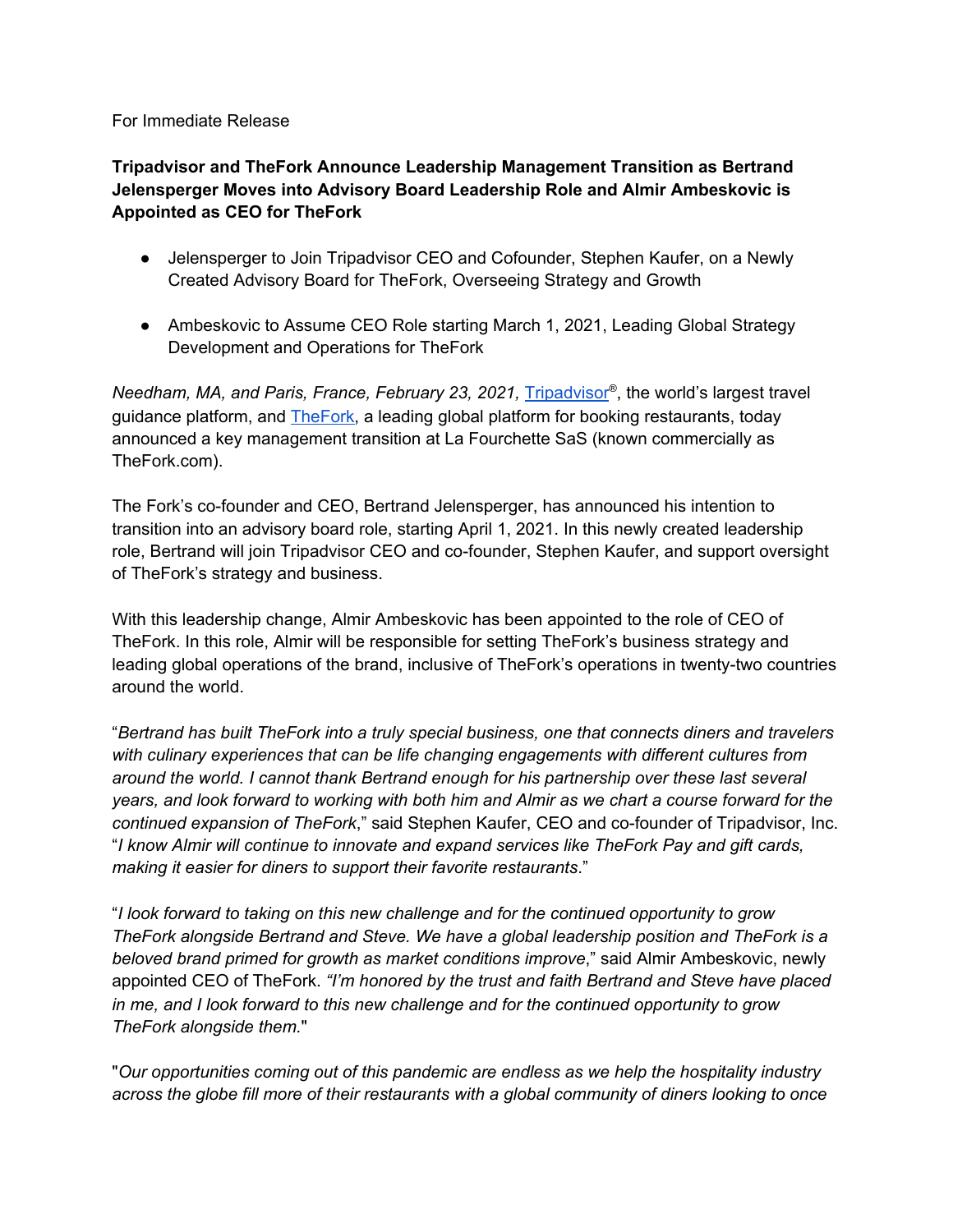For Immediate Release

**Tripadvisor and TheFork Announce Leadership Management Transition as Bertrand Jelensperger Moves into Advisory Board Leadership Role and Almir Ambeskovic is Appointed as CEO for TheFork**

- Jelensperger to Join Tripadvisor CEO and Cofounder, Stephen Kaufer, on a Newly Created Advisory Board for TheFork, Overseeing Strategy and Growth

- Ambeskovic to Assume CEO Role starting March 1, 2021, Leading Global Strategy Development and Operations for TheFork

*Needham, MA, and Paris, France, February 23, 2021,* Tripadvisor®, the world's largest travel guidance platform, and TheFork, a leading global platform for booking restaurants, today announced a key management transition at La Fourchette SaS (known commercially as TheFork.com).

The Fork's co-founder and CEO, Bertrand Jelensperger, has announced his intention to transition into an advisory board role, starting April 1, 2021. In this newly created leadership role, Bertrand will join Tripadvisor CEO and co-founder, Stephen Kaufer, and support oversight of TheFork's strategy and business.

With this leadership change, Almir Ambeskovic has been appointed to the role of CEO of TheFork. In this role, Almir will be responsible for setting TheFork's business strategy and leading global operations of the brand, inclusive of TheFork's operations in twenty-two countries around the world.

"*Bertrand has built TheFork into a truly special business, one that connects diners and travelers with culinary experiences that can be life changing engagements with different cultures from around the world. I cannot thank Bertrand enough for his partnership over these last several years, and look forward to working with both him and Almir as we chart a course forward for the continued expansion of TheFork*," said Stephen Kaufer, CEO and co-founder of Tripadvisor, Inc. "*I know Almir will continue to innovate and expand services like TheFork Pay and gift cards, making it easier for diners to support their favorite restaurants*."

"*I look forward to taking on this new challenge and for the continued opportunity to grow TheFork alongside Bertrand and Steve. We have a global leadership position and TheFork is a beloved brand primed for growth as market conditions improve*," said Almir Ambeskovic, newly appointed CEO of TheFork. *"I'm honored by the trust and faith Bertrand and Steve have placed in me, and I look forward to this new challenge and for the continued opportunity to grow TheFork alongside them.*"

"*Our opportunities coming out of this pandemic are endless as we help the hospitality industry across the globe fill more of their restaurants with a global community of diners looking to once*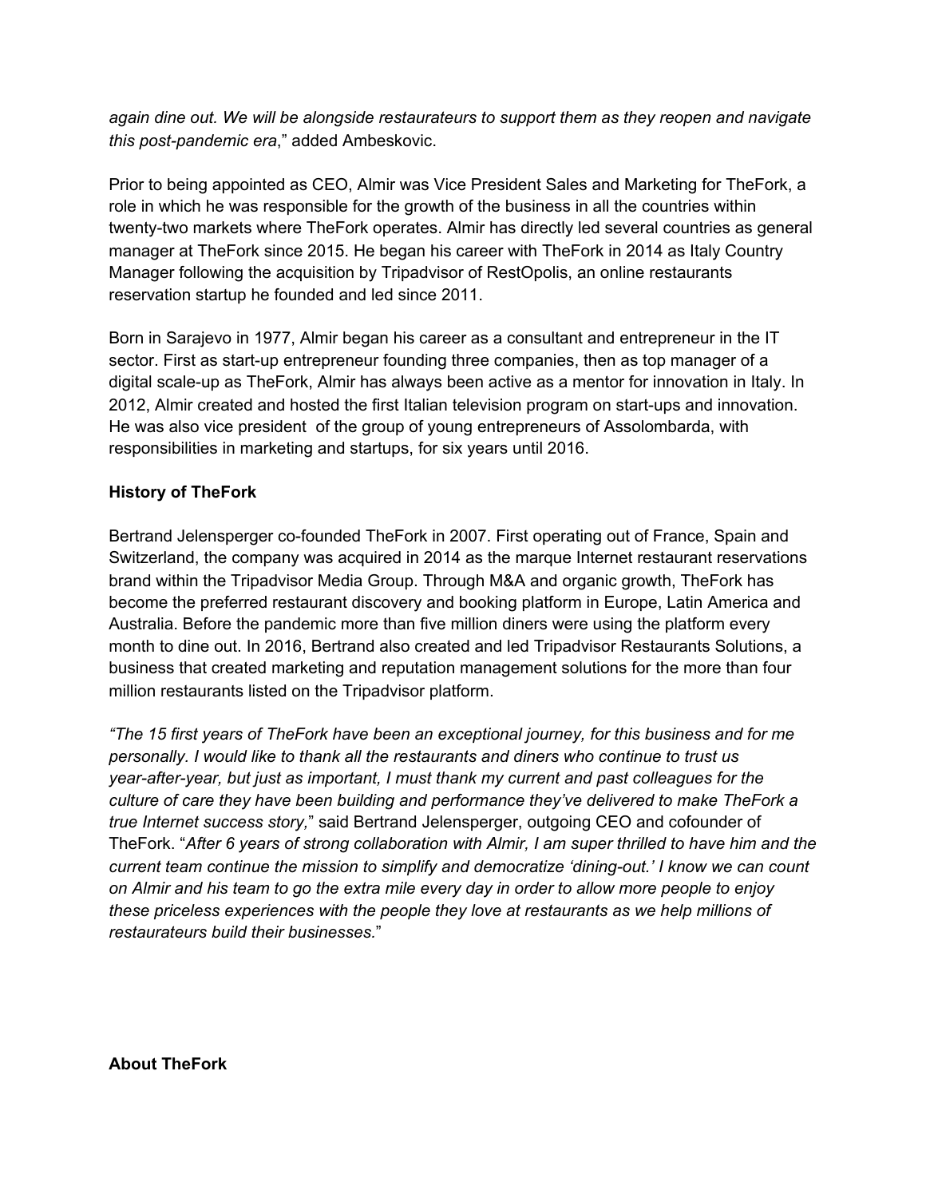*again dine out. We will be alongside restaurateurs to support them as they reopen and navigate this post-pandemic era*," added Ambeskovic.

Prior to being appointed as CEO, Almir was Vice President Sales and Marketing for TheFork, a role in which he was responsible for the growth of the business in all the countries within twenty-two markets where TheFork operates. Almir has directly led several countries as general manager at TheFork since 2015. He began his career with TheFork in 2014 as Italy Country Manager following the acquisition by Tripadvisor of RestOpolis, an online restaurants reservation startup he founded and led since 2011.

Born in Sarajevo in 1977, Almir began his career as a consultant and entrepreneur in the IT sector. First as start-up entrepreneur founding three companies, then as top manager of a digital scale-up as TheFork, Almir has always been active as a mentor for innovation in Italy. In 2012, Almir created and hosted the first Italian television program on start-ups and innovation. He was also vice president of the group of young entrepreneurs of Assolombarda, with responsibilities in marketing and startups, for six years until 2016.

**History of TheFork**

Bertrand Jelensperger co-founded TheFork in 2007. First operating out of France, Spain and Switzerland, the company was acquired in 2014 as the marque Internet restaurant reservations brand within the Tripadvisor Media Group. Through M&A and organic growth, TheFork has become the preferred restaurant discovery and booking platform in Europe, Latin America and Australia. Before the pandemic more than five million diners were using the platform every month to dine out. In 2016, Bertrand also created and led Tripadvisor Restaurants Solutions, a business that created marketing and reputation management solutions for the more than four million restaurants listed on the Tripadvisor platform.

*"The 15 first years of TheFork have been an exceptional journey, for this business and for me personally. I would like to thank all the restaurants and diners who continue to trust us year-after-year, but just as important, I must thank my current and past colleagues for the culture of care they have been building and performance they've delivered to make TheFork a true Internet success story,*" said Bertrand Jelensperger, outgoing CEO and cofounder of TheFork. "*After 6 years of strong collaboration with Almir, I am super thrilled to have him and the current team continue the mission to simplify and democratize 'dining-out.' I know we can count on Almir and his team to go the extra mile every day in order to allow more people to enjoy these priceless experiences with the people they love at restaurants as we help millions of restaurateurs build their businesses.*"

**About TheFork**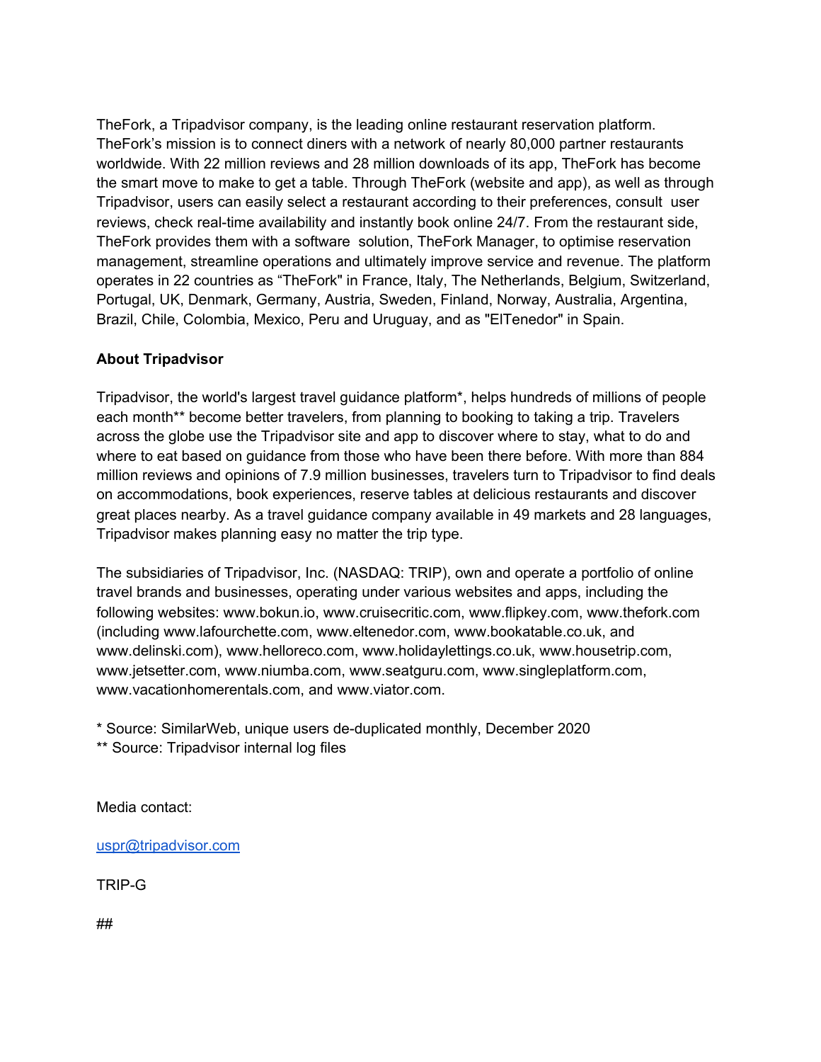TheFork, a Tripadvisor company, is the leading online restaurant reservation platform. TheFork's mission is to connect diners with a network of nearly 80,000 partner restaurants worldwide. With 22 million reviews and 28 million downloads of its app, TheFork has become the smart move to make to get a table. Through TheFork (website and app), as well as through Tripadvisor, users can easily select a restaurant according to their preferences, consult user reviews, check real-time availability and instantly book online 24/7. From the restaurant side, TheFork provides them with a software solution, TheFork Manager, to optimise reservation management, streamline operations and ultimately improve service and revenue. The platform operates in 22 countries as "TheFork" in France, Italy, The Netherlands, Belgium, Switzerland, Portugal, UK, Denmark, Germany, Austria, Sweden, Finland, Norway, Australia, Argentina, Brazil, Chile, Colombia, Mexico, Peru and Uruguay, and as "ElTenedor" in Spain.

**About Tripadvisor**

Tripadvisor, the world's largest travel guidance platform*, helps hundreds of millions of people each month** become better travelers, from planning to booking to taking a trip. Travelers across the globe use the Tripadvisor site and app to discover where to stay, what to do and where to eat based on guidance from those who have been there before. With more than 884 million reviews and opinions of 7.9 million businesses, travelers turn to Tripadvisor to find deals on accommodations, book experiences, reserve tables at delicious restaurants and discover great places nearby. As a travel guidance company available in 49 markets and 28 languages, Tripadvisor makes planning easy no matter the trip type.

The subsidiaries of Tripadvisor, Inc. (NASDAQ: TRIP), own and operate a portfolio of online travel brands and businesses, operating under various websites and apps, including the following websites: www.bokun.io, www.cruisecritic.com, www.flipkey.com, www.thefork.com (including www.lafourchette.com, www.eltenedor.com, www.bookatable.co.uk, and www.delinski.com), www.helloreco.com, www.holidaylettings.co.uk, www.housetrip.com, www.jetsetter.com, www.niumba.com, www.seatguru.com, www.singleplatform.com, www.vacationhomerentals.com, and www.viator.com.

* Source: SimilarWeb, unique users de-duplicated monthly, December 2020
** Source: Tripadvisor internal log files

Media contact:

uspr@tripadvisor.com

TRIP-G

##